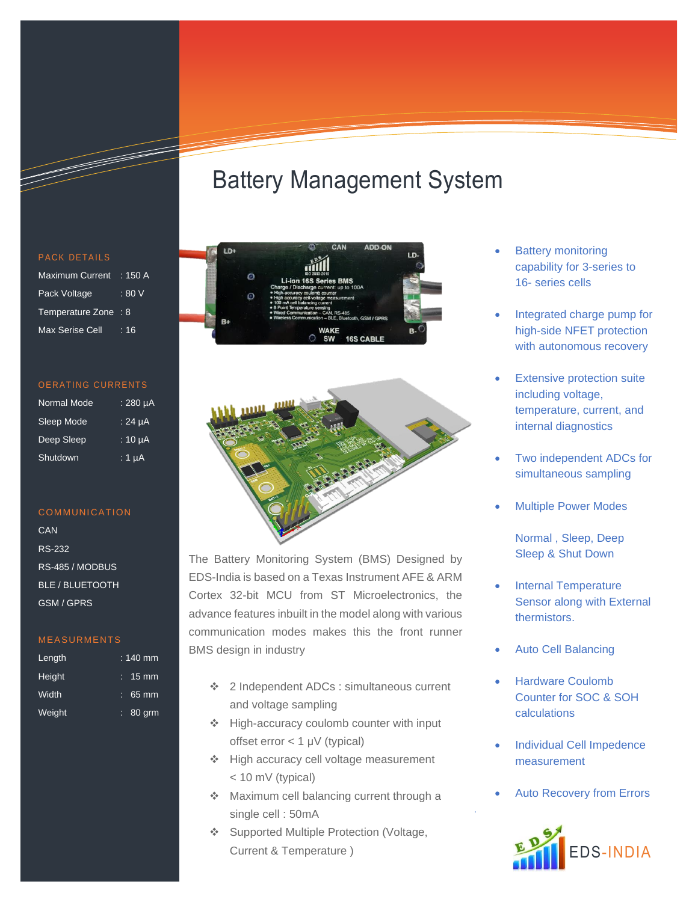# Battery Management System

## PACK DETAILS

| | |
|---|---|
| Maximum Current | : 150 A |
| Pack Voltage | : 80 V |
| Temperature Zone | : 8 |
| Max Serise Cell | : 16 |

## OERATING CURRENTS

| | |
|---|---|
| Normal Mode | : 280 µA |
| Sleep Mode | : 24 µA |
| Deep Sleep | : 10 µA |
| Shutdown | : 1 µA |

## COMMUNICATION

CAN

RS-232

RS-485 / MODBUS

BLE / BLUETOOTH

GSM / GPRS

## MEASURMENTS

| | |
|---|---|
| Length | : 140 mm |
| Height | : 15 mm |
| Width | : 65 mm |
| Weight | : 80 grm |

The Battery Monitoring System (BMS) Designed by EDS-India is based on a Texas Instrument AFE & ARM Cortex 32-bit MCU from ST Microelectronics, the advance features inbuilt in the model along with various communication modes makes this the front runner BMS design in industry

- 2 Independent ADCs : simultaneous current and voltage sampling
- High-accuracy coulomb counter with input offset error < 1 µV (typical)
- High accuracy cell voltage measurement < 10 mV (typical)
- Maximum cell balancing current through a single cell : 50mA
- Supported Multiple Protection (Voltage, Current & Temperature )

- Battery monitoring capability for 3-series to 16- series cells
- Integrated charge pump for high-side NFET protection with autonomous recovery
- Extensive protection suite including voltage, temperature, current, and internal diagnostics
- Two independent ADCs for simultaneous sampling
- Multiple Power Modes

  Normal , Sleep, Deep Sleep & Shut Down
- Internal Temperature Sensor along with External thermistors.
- Auto Cell Balancing
- Hardware Coulomb Counter for SOC & SOH calculations
- Individual Cell Impedence measurement
- Auto Recovery from Errors

EDS-INDIA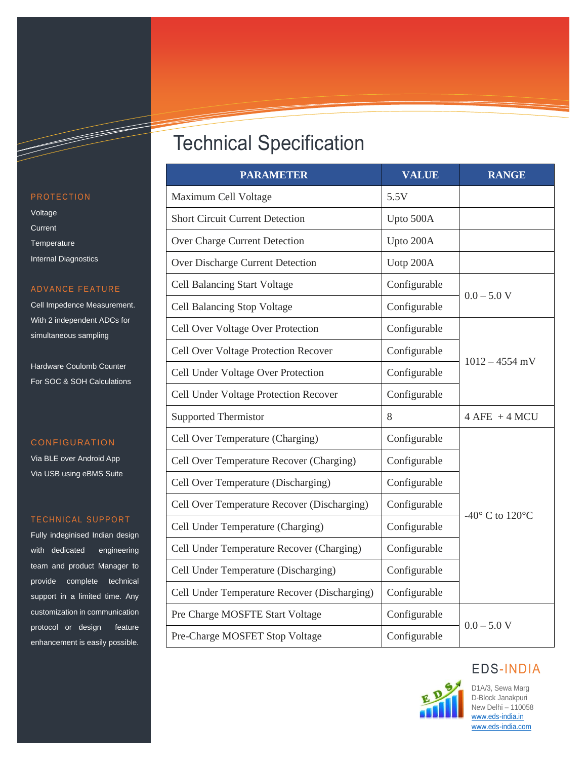## PROTECTION

Voltage

Current

Temperature

Internal Diagnostics

## ADVANCE FEATURE

Cell Impedence Measurement.

With 2 independent ADCs for simultaneous sampling

Hardware Coulomb Counter For SOC & SOH Calculations

## CONFIGURATION

Via BLE over Android App

Via USB using eBMS Suite

## TECHNICAL SUPPORT

Fully indeginised Indian design with dedicated engineering team and product Manager to provide complete technical support in a limited time. Any customization in communication protocol or design feature enhancement is easily possible.

# Technical Specification

| PARAMETER | VALUE | RANGE |
|---|---|---|
| Maximum Cell Voltage | 5.5V | |
| Short Circuit Current Detection | Upto 500A | |
| Over Charge Current Detection | Upto 200A | |
| Over Discharge Current Detection | Uotp 200A | |
| Cell Balancing Start Voltage | Configurable | 0.0 – 5.0 V |
| Cell Balancing Stop Voltage | Configurable | |
| Cell Over Voltage Over Protection | Configurable | 1012 – 4554 mV |
| Cell Over Voltage Protection Recover | Configurable | |
| Cell Under Voltage Over Protection | Configurable | |
| Cell Under Voltage Protection Recover | Configurable | |
| Supported Thermistor | 8 | 4 AFE + 4 MCU |
| Cell Over Temperature (Charging) | Configurable | -40° C to 120°C |
| Cell Over Temperature Recover (Charging) | Configurable | |
| Cell Over Temperature (Discharging) | Configurable | |
| Cell Over Temperature Recover (Discharging) | Configurable | |
| Cell Under Temperature (Charging) | Configurable | |
| Cell Under Temperature Recover (Charging) | Configurable | |
| Cell Under Temperature (Discharging) | Configurable | |
| Cell Under Temperature Recover (Discharging) | Configurable | |
| Pre Charge MOSFTE Start Voltage | Configurable | 0.0 – 5.0 V |
| Pre-Charge MOSFET Stop Voltage | Configurable | |

EDS-INDIA

D1A/3, Sewa Marg
D-Block Janakpuri
New Delhi – 110058
www.eds-india.in
www.eds-india.com